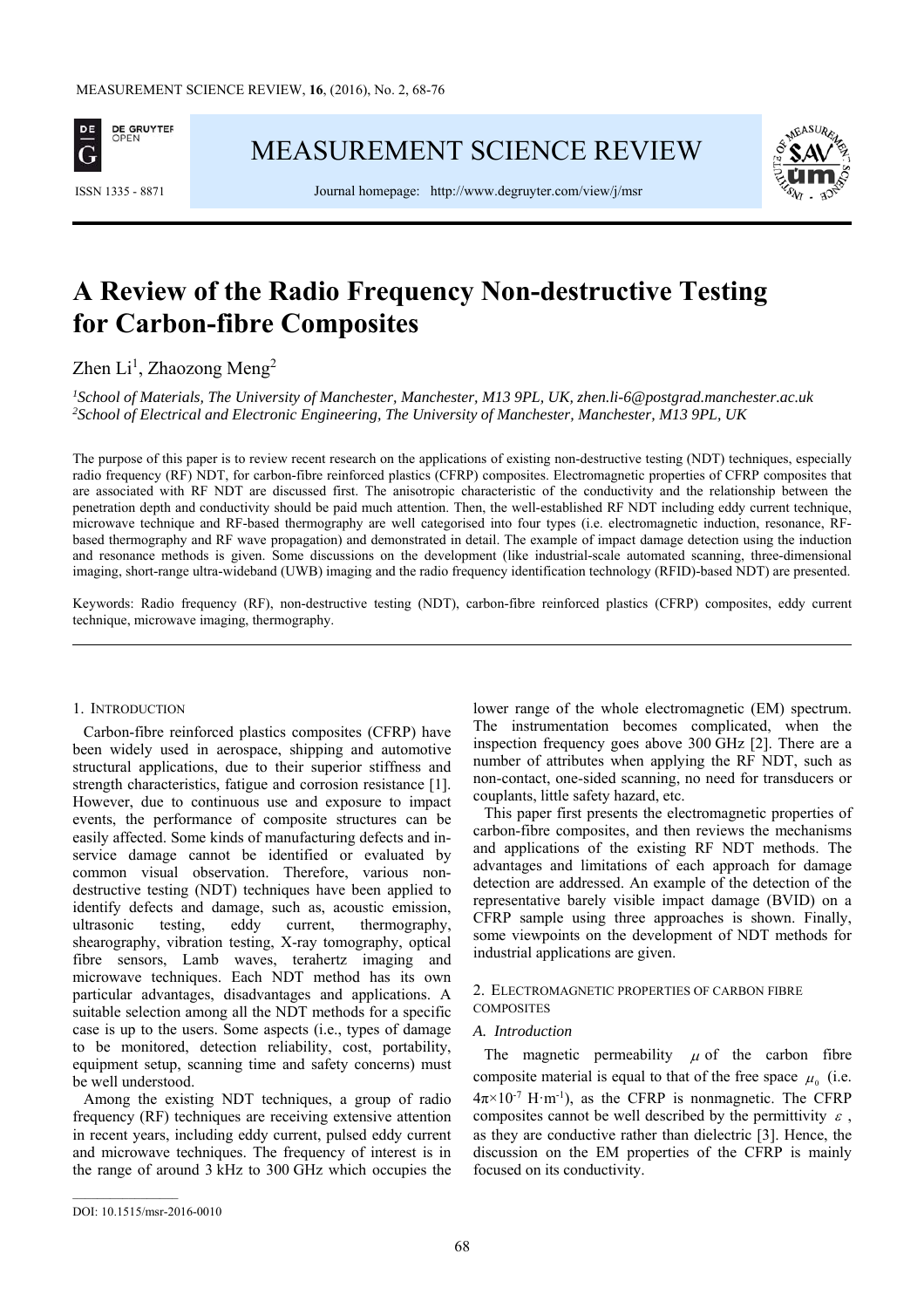# A Review of the Radio Frequency Non-destructive Testing for Carbon-fibre Composites

Zhen Li[1], Zhaozong Meng[2]

[1]*School of Materials, The University of Manchester, Manchester, M13 9PL, UK, zhen.li-6@postgrad.manchester.ac.uk*
[2]*School of Electrical and Electronic Engineering, The University of Manchester, Manchester, M13 9PL, UK*

The purpose of this paper is to review recent research on the applications of existing non-destructive testing (NDT) techniques, especially radio frequency (RF) NDT, for carbon-fibre reinforced plastics (CFRP) composites. Electromagnetic properties of CFRP composites that are associated with RF NDT are discussed first. The anisotropic characteristic of the conductivity and the relationship between the penetration depth and conductivity should be paid much attention. Then, the well-established RF NDT including eddy current technique, microwave technique and RF-based thermography are well categorised into four types (i.e. electromagnetic induction, resonance, RF-based thermography and RF wave propagation) and demonstrated in detail. The example of impact damage detection using the induction and resonance methods is given. Some discussions on the development (like industrial-scale automated scanning, three-dimensional imaging, short-range ultra-wideband (UWB) imaging and the radio frequency identification technology (RFID)-based NDT) are presented.

Keywords: Radio frequency (RF), non-destructive testing (NDT), carbon-fibre reinforced plastics (CFRP) composites, eddy current technique, microwave imaging, thermography.

## 1. Introduction

Carbon-fibre reinforced plastics composites (CFRP) have been widely used in aerospace, shipping and automotive structural applications, due to their superior stiffness and strength characteristics, fatigue and corrosion resistance [1]. However, due to continuous use and exposure to impact events, the performance of composite structures can be easily affected. Some kinds of manufacturing defects and in-service damage cannot be identified or evaluated by common visual observation. Therefore, various non-destructive testing (NDT) techniques have been applied to identify defects and damage, such as, acoustic emission, ultrasonic testing, eddy current, thermography, shearography, vibration testing, X-ray tomography, optical fibre sensors, Lamb waves, terahertz imaging and microwave techniques. Each NDT method has its own particular advantages, disadvantages and applications. A suitable selection among all the NDT methods for a specific case is up to the users. Some aspects (i.e., types of damage to be monitored, detection reliability, cost, portability, equipment setup, scanning time and safety concerns) must be well understood.

Among the existing NDT techniques, a group of radio frequency (RF) techniques are receiving extensive attention in recent years, including eddy current, pulsed eddy current and microwave techniques. The frequency of interest is in the range of around 3 kHz to 300 GHz which occupies the lower range of the whole electromagnetic (EM) spectrum. The instrumentation becomes complicated, when the inspection frequency goes above 300 GHz [2]. There are a number of attributes when applying the RF NDT, such as non-contact, one-sided scanning, no need for transducers or couplants, little safety hazard, etc.

This paper first presents the electromagnetic properties of carbon-fibre composites, and then reviews the mechanisms and applications of the existing RF NDT methods. The advantages and limitations of each approach for damage detection are addressed. An example of the detection of the representative barely visible impact damage (BVID) on a CFRP sample using three approaches is shown. Finally, some viewpoints on the development of NDT methods for industrial applications are given.

## 2. Electromagnetic properties of carbon fibre composites

### A. Introduction

The magnetic permeability $\mu$ of the carbon fibre composite material is equal to that of the free space $\mu_0$ (i.e. $4\pi\times10^{-7}$ H·m$^{-1}$), as the CFRP is nonmagnetic. The CFRP composites cannot be well described by the permittivity $\varepsilon$, as they are conductive rather than dielectric [3]. Hence, the discussion on the EM properties of the CFRP is mainly focused on its conductivity.

DOI: 10.1515/msr-2016-0010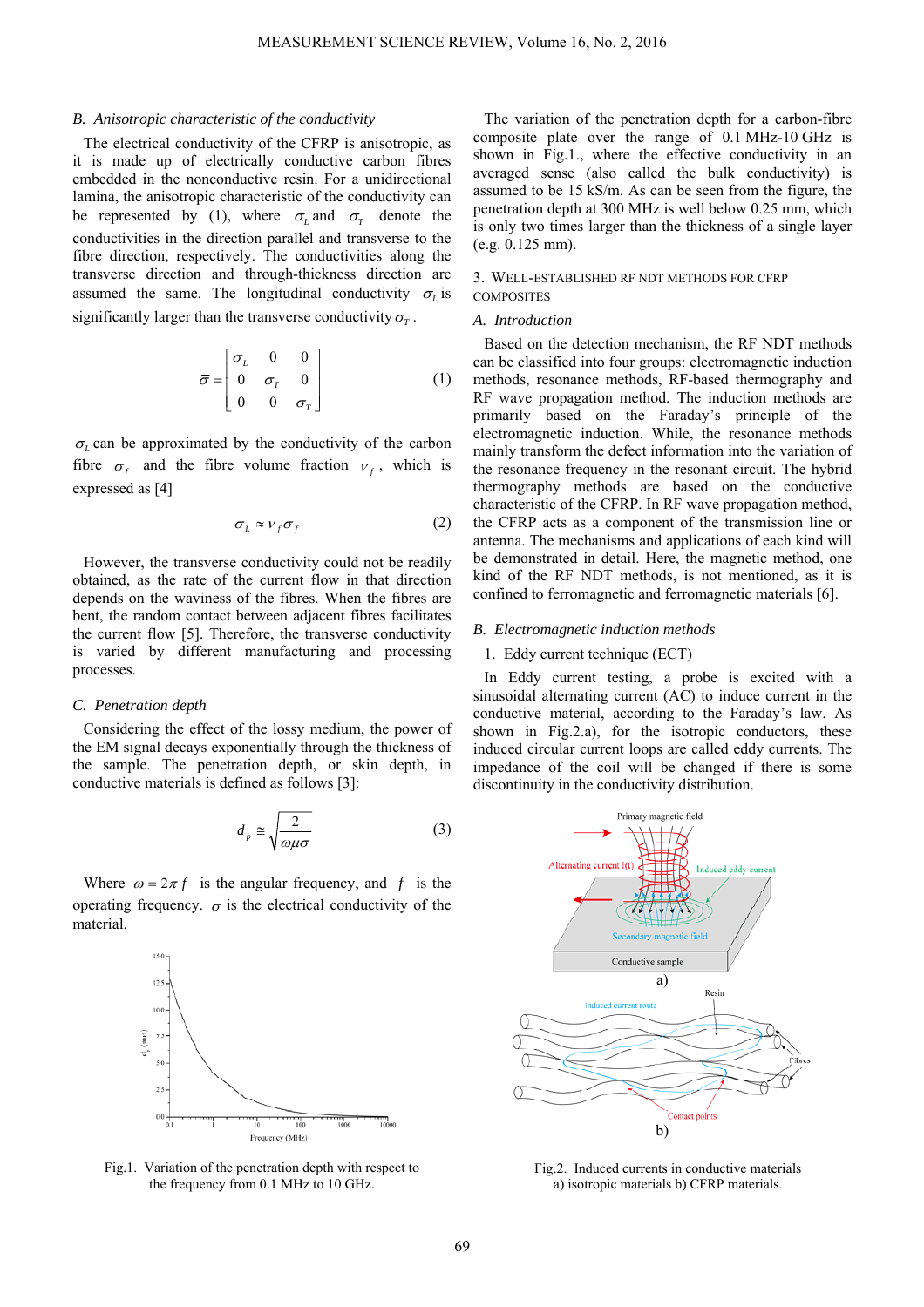### B. *Anisotropic characteristic of the conductivity*

The electrical conductivity of the CFRP is anisotropic, as it is made up of electrically conductive carbon fibres embedded in the nonconductive resin. For a unidirectional lamina, the anisotropic characteristic of the conductivity can be represented by (1), where $\sigma_L$ and $\sigma_T$ denote the conductivities in the direction parallel and transverse to the fibre direction, respectively. The conductivities along the transverse direction and through-thickness direction are assumed the same. The longitudinal conductivity $\sigma_L$ is significantly larger than the transverse conductivity $\sigma_T$.

$$\bar{\sigma} = \begin{bmatrix} \sigma_L & 0 & 0 \\ 0 & \sigma_T & 0 \\ 0 & 0 & \sigma_T \end{bmatrix} \tag{1}$$

$\sigma_L$ can be approximated by the conductivity of the carbon fibre $\sigma_f$ and the fibre volume fraction $v_f$, which is expressed as [4]

$$\sigma_L \approx v_f \sigma_f \tag{2}$$

However, the transverse conductivity could not be readily obtained, as the rate of the current flow in that direction depends on the waviness of the fibres. When the fibres are bent, the random contact between adjacent fibres facilitates the current flow [5]. Therefore, the transverse conductivity is varied by different manufacturing and processing processes.

### C. *Penetration depth*

Considering the effect of the lossy medium, the power of the EM signal decays exponentially through the thickness of the sample. The penetration depth, or skin depth, in conductive materials is defined as follows [3]:

$$d_p \cong \sqrt{\frac{2}{\omega\mu\sigma}} \tag{3}$$

Where $\omega = 2\pi f$ is the angular frequency, and $f$ is the operating frequency. $\sigma$ is the electrical conductivity of the material.

Fig.1. Variation of the penetration depth with respect to the frequency from 0.1 MHz to 10 GHz.

The variation of the penetration depth for a carbon-fibre composite plate over the range of 0.1 MHz-10 GHz is shown in Fig.1., where the effective conductivity in an averaged sense (also called the bulk conductivity) is assumed to be 15 kS/m. As can be seen from the figure, the penetration depth at 300 MHz is well below 0.25 mm, which is only two times larger than the thickness of a single layer (e.g. 0.125 mm).

## 3. WELL-ESTABLISHED RF NDT METHODS FOR CFRP COMPOSITES

### A. *Introduction*

Based on the detection mechanism, the RF NDT methods can be classified into four groups: electromagnetic induction methods, resonance methods, RF-based thermography and RF wave propagation method. The induction methods are primarily based on the Faraday's principle of the electromagnetic induction. While, the resonance methods mainly transform the defect information into the variation of the resonance frequency in the resonant circuit. The hybrid thermography methods are based on the conductive characteristic of the CFRP. In RF wave propagation method, the CFRP acts as a component of the transmission line or antenna. The mechanisms and applications of each kind will be demonstrated in detail. Here, the magnetic method, one kind of the RF NDT methods, is not mentioned, as it is confined to ferromagnetic and ferromagnetic materials [6].

### B. *Electromagnetic induction methods*

1. Eddy current technique (ECT)

In Eddy current testing, a probe is excited with a sinusoidal alternating current (AC) to induce current in the conductive material, according to the Faraday's law. As shown in Fig.2.a), for the isotropic conductors, these induced circular current loops are called eddy currents. The impedance of the coil will be changed if there is some discontinuity in the conductivity distribution.

Fig.2. Induced currents in conductive materials a) isotropic materials b) CFRP materials.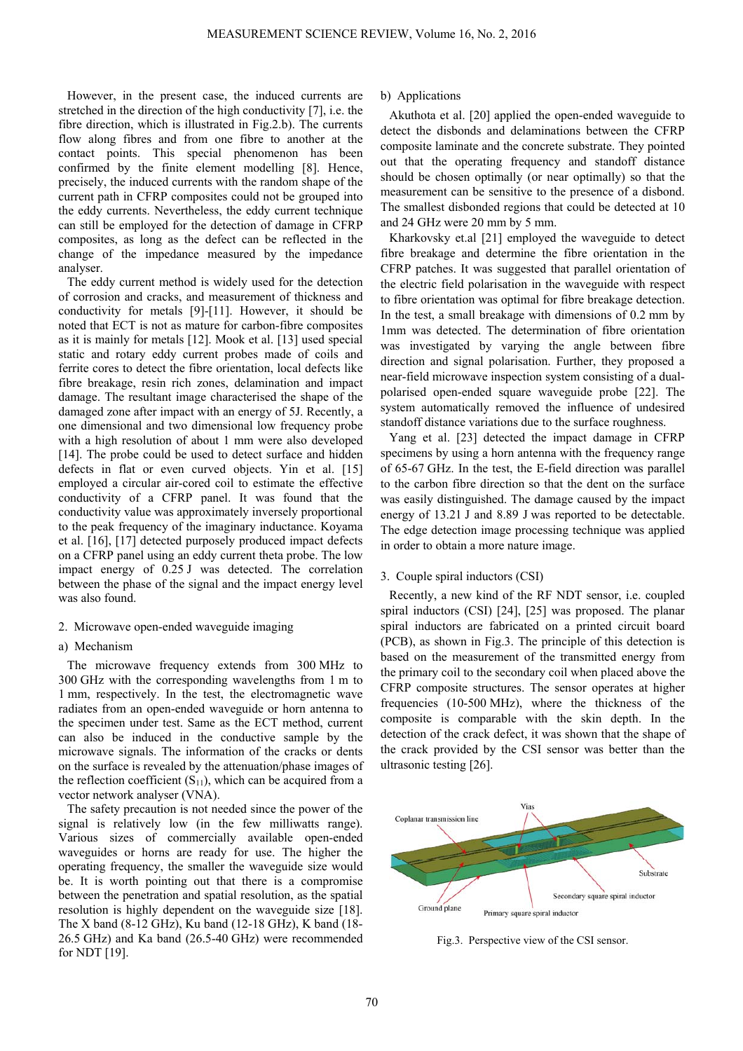However, in the present case, the induced currents are stretched in the direction of the high conductivity [7], i.e. the fibre direction, which is illustrated in Fig.2.b). The currents flow along fibres and from one fibre to another at the contact points. This special phenomenon has been confirmed by the finite element modelling [8]. Hence, precisely, the induced currents with the random shape of the current path in CFRP composites could not be grouped into the eddy currents. Nevertheless, the eddy current technique can still be employed for the detection of damage in CFRP composites, as long as the defect can be reflected in the change of the impedance measured by the impedance analyser.

The eddy current method is widely used for the detection of corrosion and cracks, and measurement of thickness and conductivity for metals [9]-[11]. However, it should be noted that ECT is not as mature for carbon-fibre composites as it is mainly for metals [12]. Mook et al. [13] used special static and rotary eddy current probes made of coils and ferrite cores to detect the fibre orientation, local defects like fibre breakage, resin rich zones, delamination and impact damage. The resultant image characterised the shape of the damaged zone after impact with an energy of 5J. Recently, a one dimensional and two dimensional low frequency probe with a high resolution of about 1 mm were also developed [14]. The probe could be used to detect surface and hidden defects in flat or even curved objects. Yin et al. [15] employed a circular air-cored coil to estimate the effective conductivity of a CFRP panel. It was found that the conductivity value was approximately inversely proportional to the peak frequency of the imaginary inductance. Koyama et al. [16], [17] detected purposely produced impact defects on a CFRP panel using an eddy current theta probe. The low impact energy of 0.25 J was detected. The correlation between the phase of the signal and the impact energy level was also found.

## 2. Microwave open-ended waveguide imaging

### a) Mechanism

The microwave frequency extends from 300 MHz to 300 GHz with the corresponding wavelengths from 1 m to 1 mm, respectively. In the test, the electromagnetic wave radiates from an open-ended waveguide or horn antenna to the specimen under test. Same as the ECT method, current can also be induced in the conductive sample by the microwave signals. The information of the cracks or dents on the surface is revealed by the attenuation/phase images of the reflection coefficient ($S_{11}$), which can be acquired from a vector network analyser (VNA).

The safety precaution is not needed since the power of the signal is relatively low (in the few milliwatts range). Various sizes of commercially available open-ended waveguides or horns are ready for use. The higher the operating frequency, the smaller the waveguide size would be. It is worth pointing out that there is a compromise between the penetration and spatial resolution, as the spatial resolution is highly dependent on the waveguide size [18]. The X band (8-12 GHz), Ku band (12-18 GHz), K band (18-26.5 GHz) and Ka band (26.5-40 GHz) were recommended for NDT [19].

### b) Applications

Akuthota et al. [20] applied the open-ended waveguide to detect the disbonds and delaminations between the CFRP composite laminate and the concrete substrate. They pointed out that the operating frequency and standoff distance should be chosen optimally (or near optimally) so that the measurement can be sensitive to the presence of a disbond. The smallest disbonded regions that could be detected at 10 and 24 GHz were 20 mm by 5 mm.

Kharkovsky et.al [21] employed the waveguide to detect fibre breakage and determine the fibre orientation in the CFRP patches. It was suggested that parallel orientation of the electric field polarisation in the waveguide with respect to fibre orientation was optimal for fibre breakage detection. In the test, a small breakage with dimensions of 0.2 mm by 1mm was detected. The determination of fibre orientation was investigated by varying the angle between fibre direction and signal polarisation. Further, they proposed a near-field microwave inspection system consisting of a dual-polarised open-ended square waveguide probe [22]. The system automatically removed the influence of undesired standoff distance variations due to the surface roughness.

Yang et al. [23] detected the impact damage in CFRP specimens by using a horn antenna with the frequency range of 65-67 GHz. In the test, the E-field direction was parallel to the carbon fibre direction so that the dent on the surface was easily distinguished. The damage caused by the impact energy of 13.21 J and 8.89 J was reported to be detectable. The edge detection image processing technique was applied in order to obtain a more nature image.

## 3. Couple spiral inductors (CSI)

Recently, a new kind of the RF NDT sensor, i.e. coupled spiral inductors (CSI) [24], [25] was proposed. The planar spiral inductors are fabricated on a printed circuit board (PCB), as shown in Fig.3. The principle of this detection is based on the measurement of the transmitted energy from the primary coil to the secondary coil when placed above the CFRP composite structures. The sensor operates at higher frequencies (10-500 MHz), where the thickness of the composite is comparable with the skin depth. In the detection of the crack defect, it was shown that the shape of the crack provided by the CSI sensor was better than the ultrasonic testing [26].

Fig.3. Perspective view of the CSI sensor.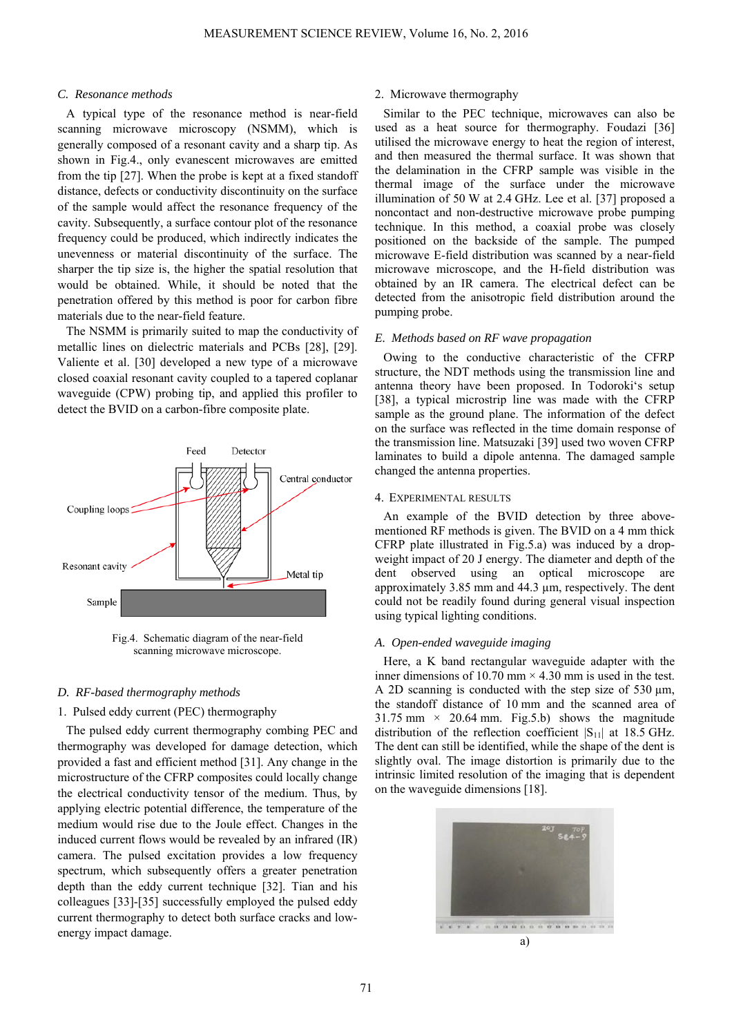### C. Resonance methods

A typical type of the resonance method is near-field scanning microwave microscopy (NSMM), which is generally composed of a resonant cavity and a sharp tip. As shown in Fig.4., only evanescent microwaves are emitted from the tip [27]. When the probe is kept at a fixed standoff distance, defects or conductivity discontinuity on the surface of the sample would affect the resonance frequency of the cavity. Subsequently, a surface contour plot of the resonance frequency could be produced, which indirectly indicates the unevenness or material discontinuity of the surface. The sharper the tip size is, the higher the spatial resolution that would be obtained. While, it should be noted that the penetration offered by this method is poor for carbon fibre materials due to the near-field feature.

The NSMM is primarily suited to map the conductivity of metallic lines on dielectric materials and PCBs [28], [29]. Valiente et al. [30] developed a new type of a microwave closed coaxial resonant cavity coupled to a tapered coplanar waveguide (CPW) probing tip, and applied this profiler to detect the BVID on a carbon-fibre composite plate.

Fig.4. Schematic diagram of the near-field scanning microwave microscope.

### D. RF-based thermography methods

1. Pulsed eddy current (PEC) thermography

The pulsed eddy current thermography combing PEC and thermography was developed for damage detection, which provided a fast and efficient method [31]. Any change in the microstructure of the CFRP composites could locally change the electrical conductivity tensor of the medium. Thus, by applying electric potential difference, the temperature of the medium would rise due to the Joule effect. Changes in the induced current flows would be revealed by an infrared (IR) camera. The pulsed excitation provides a low frequency spectrum, which subsequently offers a greater penetration depth than the eddy current technique [32]. Tian and his colleagues [33]-[35] successfully employed the pulsed eddy current thermography to detect both surface cracks and low-energy impact damage.

2. Microwave thermography

Similar to the PEC technique, microwaves can also be used as a heat source for thermography. Foudazi [36] utilised the microwave energy to heat the region of interest, and then measured the thermal surface. It was shown that the delamination in the CFRP sample was visible in the thermal image of the surface under the microwave illumination of 50 W at 2.4 GHz. Lee et al. [37] proposed a noncontact and non-destructive microwave probe pumping technique. In this method, a coaxial probe was closely positioned on the backside of the sample. The pumped microwave E-field distribution was scanned by a near-field microwave microscope, and the H-field distribution was obtained by an IR camera. The electrical defect can be detected from the anisotropic field distribution around the pumping probe.

### E. Methods based on RF wave propagation

Owing to the conductive characteristic of the CFRP structure, the NDT methods using the transmission line and antenna theory have been proposed. In Todoroki's setup [38], a typical microstrip line was made with the CFRP sample as the ground plane. The information of the defect on the surface was reflected in the time domain response of the transmission line. Matsuzaki [39] used two woven CFRP laminates to build a dipole antenna. The damaged sample changed the antenna properties.

## 4. Experimental results

An example of the BVID detection by three above-mentioned RF methods is given. The BVID on a 4 mm thick CFRP plate illustrated in Fig.5.a) was induced by a drop-weight impact of 20 J energy. The diameter and depth of the dent observed using an optical microscope are approximately 3.85 mm and 44.3 µm, respectively. The dent could not be readily found during general visual inspection using typical lighting conditions.

### A. Open-ended waveguide imaging

Here, a K band rectangular waveguide adapter with the inner dimensions of 10.70 mm × 4.30 mm is used in the test. A 2D scanning is conducted with the step size of 530 µm, the standoff distance of 10 mm and the scanned area of 31.75 mm × 20.64 mm. Fig.5.b) shows the magnitude distribution of the reflection coefficient $|S_{11}|$ at 18.5 GHz. The dent can still be identified, while the shape of the dent is slightly oval. The image distortion is primarily due to the intrinsic limited resolution of the imaging that is dependent on the waveguide dimensions [18].

a)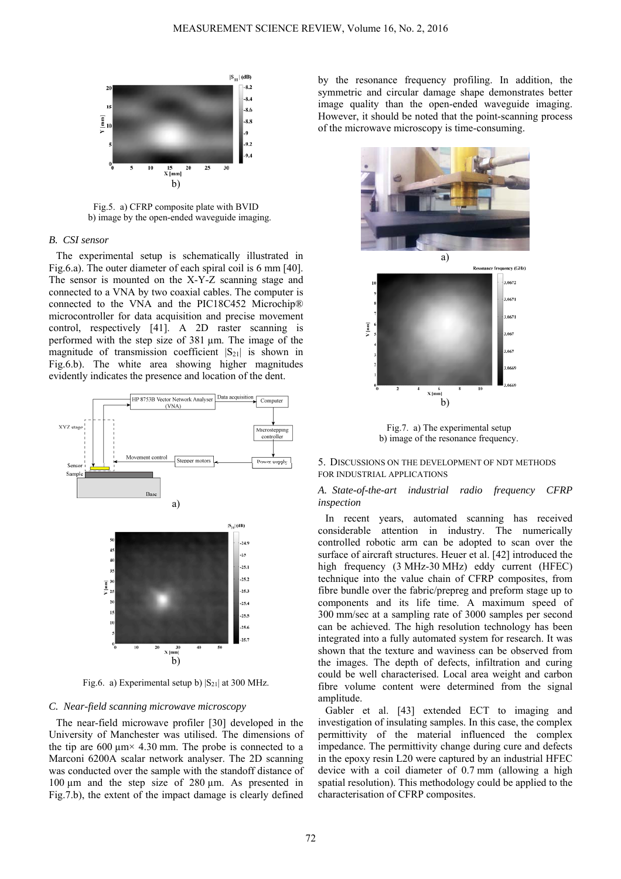b)

Fig.5. a) CFRP composite plate with BVID b) image by the open-ended waveguide imaging.

### *B. CSI sensor*

The experimental setup is schematically illustrated in Fig.6.a). The outer diameter of each spiral coil is 6 mm [40]. The sensor is mounted on the X-Y-Z scanning stage and connected to a VNA by two coaxial cables. The computer is connected to the VNA and the PIC18C452 Microchip® microcontroller for data acquisition and precise movement control, respectively [41]. A 2D raster scanning is performed with the step size of 381 µm. The image of the magnitude of transmission coefficient $|S_{21}|$ is shown in Fig.6.b). The white area showing higher magnitudes evidently indicates the presence and location of the dent.

a)

b)

Fig.6. a) Experimental setup b) $|S_{21}|$ at 300 MHz.

### *C. Near-field scanning microwave microscopy*

The near-field microwave profiler [30] developed in the University of Manchester was utilised. The dimensions of the tip are 600 µm× 4.30 mm. The probe is connected to a Marconi 6200A scalar network analyser. The 2D scanning was conducted over the sample with the standoff distance of 100 µm and the step size of 280 µm. As presented in Fig.7.b), the extent of the impact damage is clearly defined by the resonance frequency profiling. In addition, the symmetric and circular damage shape demonstrates better image quality than the open-ended waveguide imaging. However, it should be noted that the point-scanning process of the microwave microscopy is time-consuming.

a)

b)

Fig.7. a) The experimental setup b) image of the resonance frequency.

## 5. Discussions on the development of NDT methods for industrial applications

### *A. State-of-the-art industrial radio frequency CFRP inspection*

In recent years, automated scanning has received considerable attention in industry. The numerically controlled robotic arm can be adopted to scan over the surface of aircraft structures. Heuer et al. [42] introduced the high frequency (3 MHz-30 MHz) eddy current (HFEC) technique into the value chain of CFRP composites, from fibre bundle over the fabric/prepreg and preform stage up to components and its life time. A maximum speed of 300 mm/sec at a sampling rate of 3000 samples per second can be achieved. The high resolution technology has been integrated into a fully automated system for research. It was shown that the texture and waviness can be observed from the images. The depth of defects, infiltration and curing could be well characterised. Local area weight and carbon fibre volume content were determined from the signal amplitude.

Gabler et al. [43] extended ECT to imaging and investigation of insulating samples. In this case, the complex permittivity of the material influenced the complex impedance. The permittivity change during cure and defects in the epoxy resin L20 were captured by an industrial HFEC device with a coil diameter of 0.7 mm (allowing a high spatial resolution). This methodology could be applied to the characterisation of CFRP composites.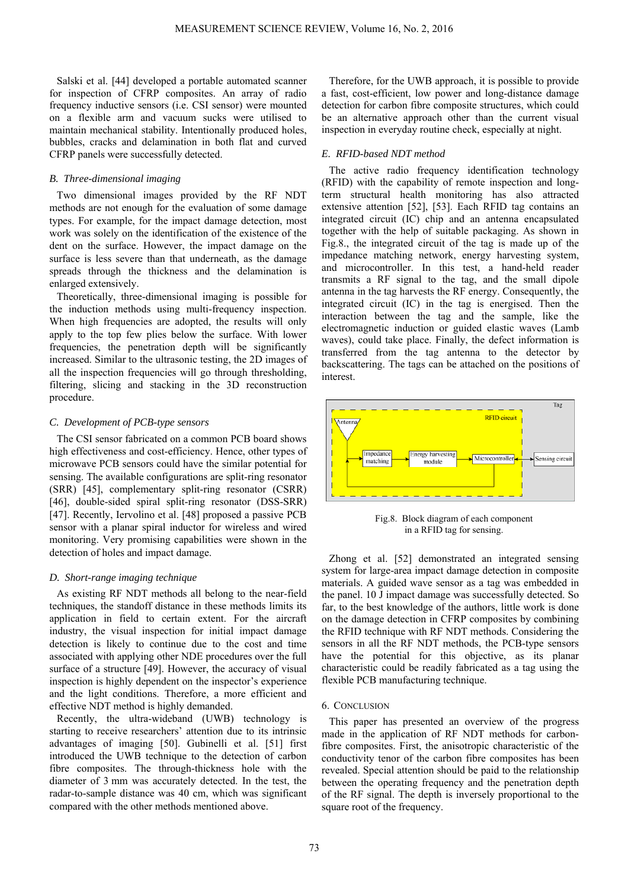Salski et al. [44] developed a portable automated scanner for inspection of CFRP composites. An array of radio frequency inductive sensors (i.e. CSI sensor) were mounted on a flexible arm and vacuum sucks were utilised to maintain mechanical stability. Intentionally produced holes, bubbles, cracks and delamination in both flat and curved CFRP panels were successfully detected.

### *B. Three-dimensional imaging*

Two dimensional images provided by the RF NDT methods are not enough for the evaluation of some damage types. For example, for the impact damage detection, most work was solely on the identification of the existence of the dent on the surface. However, the impact damage on the surface is less severe than that underneath, as the damage spreads through the thickness and the delamination is enlarged extensively.

Theoretically, three-dimensional imaging is possible for the induction methods using multi-frequency inspection. When high frequencies are adopted, the results will only apply to the top few plies below the surface. With lower frequencies, the penetration depth will be significantly increased. Similar to the ultrasonic testing, the 2D images of all the inspection frequencies will go through thresholding, filtering, slicing and stacking in the 3D reconstruction procedure.

### *C. Development of PCB-type sensors*

The CSI sensor fabricated on a common PCB board shows high effectiveness and cost-efficiency. Hence, other types of microwave PCB sensors could have the similar potential for sensing. The available configurations are split-ring resonator (SRR) [45], complementary split-ring resonator (CSRR) [46], double-sided spiral split-ring resonator (DSS-SRR) [47]. Recently, Iervolino et al. [48] proposed a passive PCB sensor with a planar spiral inductor for wireless and wired monitoring. Very promising capabilities were shown in the detection of holes and impact damage.

### *D. Short-range imaging technique*

As existing RF NDT methods all belong to the near-field techniques, the standoff distance in these methods limits its application in field to certain extent. For the aircraft industry, the visual inspection for initial impact damage detection is likely to continue due to the cost and time associated with applying other NDE procedures over the full surface of a structure [49]. However, the accuracy of visual inspection is highly dependent on the inspector's experience and the light conditions. Therefore, a more efficient and effective NDT method is highly demanded.

Recently, the ultra-wideband (UWB) technology is starting to receive researchers' attention due to its intrinsic advantages of imaging [50]. Gubinelli et al. [51] first introduced the UWB technique to the detection of carbon fibre composites. The through-thickness hole with the diameter of 3 mm was accurately detected. In the test, the radar-to-sample distance was 40 cm, which was significant compared with the other methods mentioned above.

Therefore, for the UWB approach, it is possible to provide a fast, cost-efficient, low power and long-distance damage detection for carbon fibre composite structures, which could be an alternative approach other than the current visual inspection in everyday routine check, especially at night.

### *E. RFID-based NDT method*

The active radio frequency identification technology (RFID) with the capability of remote inspection and long-term structural health monitoring has also attracted extensive attention [52], [53]. Each RFID tag contains an integrated circuit (IC) chip and an antenna encapsulated together with the help of suitable packaging. As shown in Fig.8., the integrated circuit of the tag is made up of the impedance matching network, energy harvesting system, and microcontroller. In this test, a hand-held reader transmits a RF signal to the tag, and the small dipole antenna in the tag harvests the RF energy. Consequently, the integrated circuit (IC) in the tag is energised. Then the interaction between the tag and the sample, like the electromagnetic induction or guided elastic waves (Lamb waves), could take place. Finally, the defect information is transferred from the tag antenna to the detector by backscattering. The tags can be attached on the positions of interest.

Fig.8. Block diagram of each component in a RFID tag for sensing.

Zhong et al. [52] demonstrated an integrated sensing system for large-area impact damage detection in composite materials. A guided wave sensor as a tag was embedded in the panel. 10 J impact damage was successfully detected. So far, to the best knowledge of the authors, little work is done on the damage detection in CFRP composites by combining the RFID technique with RF NDT methods. Considering the sensors in all the RF NDT methods, the PCB-type sensors have the potential for this objective, as its planar characteristic could be readily fabricated as a tag using the flexible PCB manufacturing technique.

## 6. CONCLUSION

This paper has presented an overview of the progress made in the application of RF NDT methods for carbon-fibre composites. First, the anisotropic characteristic of the conductivity tenor of the carbon fibre composites has been revealed. Special attention should be paid to the relationship between the operating frequency and the penetration depth of the RF signal. The depth is inversely proportional to the square root of the frequency.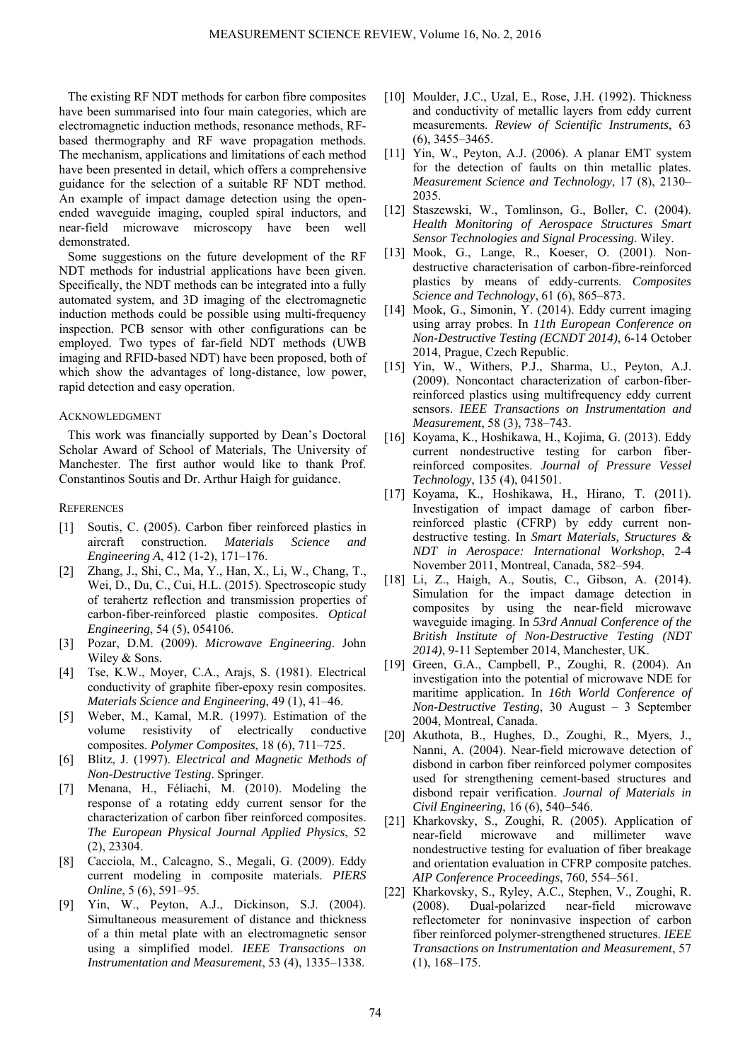The existing RF NDT methods for carbon fibre composites have been summarised into four main categories, which are electromagnetic induction methods, resonance methods, RF-based thermography and RF wave propagation methods. The mechanism, applications and limitations of each method have been presented in detail, which offers a comprehensive guidance for the selection of a suitable RF NDT method. An example of impact damage detection using the open-ended waveguide imaging, coupled spiral inductors, and near-field microwave microscopy have been well demonstrated.

Some suggestions on the future development of the RF NDT methods for industrial applications have been given. Specifically, the NDT methods can be integrated into a fully automated system, and 3D imaging of the electromagnetic induction methods could be possible using multi-frequency inspection. PCB sensor with other configurations can be employed. Two types of far-field NDT methods (UWB imaging and RFID-based NDT) have been proposed, both of which show the advantages of long-distance, low power, rapid detection and easy operation.

## ACKNOWLEDGMENT

This work was financially supported by Dean's Doctoral Scholar Award of School of Materials, The University of Manchester. The first author would like to thank Prof. Constantinos Soutis and Dr. Arthur Haigh for guidance.

## REFERENCES

[1] Soutis, C. (2005). Carbon fiber reinforced plastics in aircraft construction. *Materials Science and Engineering A*, 412 (1-2), 171–176.

[2] Zhang, J., Shi, C., Ma, Y., Han, X., Li, W., Chang, T., Wei, D., Du, C., Cui, H.L. (2015). Spectroscopic study of terahertz reflection and transmission properties of carbon-fiber-reinforced plastic composites. *Optical Engineering*, 54 (5), 054106.

[3] Pozar, D.M. (2009). *Microwave Engineering*. John Wiley & Sons.

[4] Tse, K.W., Moyer, C.A., Arajs, S. (1981). Electrical conductivity of graphite fiber-epoxy resin composites. *Materials Science and Engineering*, 49 (1), 41–46.

[5] Weber, M., Kamal, M.R. (1997). Estimation of the volume resistivity of electrically conductive composites. *Polymer Composites*, 18 (6), 711–725.

[6] Blitz, J. (1997). *Electrical and Magnetic Methods of Non-Destructive Testing*. Springer.

[7] Menana, H., Féliachi, M. (2010). Modeling the response of a rotating eddy current sensor for the characterization of carbon fiber reinforced composites. *The European Physical Journal Applied Physics*, 52 (2), 23304.

[8] Cacciola, M., Calcagno, S., Megali, G. (2009). Eddy current modeling in composite materials. *PIERS Online*, 5 (6), 591–95.

[9] Yin, W., Peyton, A.J., Dickinson, S.J. (2004). Simultaneous measurement of distance and thickness of a thin metal plate with an electromagnetic sensor using a simplified model. *IEEE Transactions on Instrumentation and Measurement*, 53 (4), 1335–1338.

[10] Moulder, J.C., Uzal, E., Rose, J.H. (1992). Thickness and conductivity of metallic layers from eddy current measurements. *Review of Scientific Instruments*, 63 (6), 3455–3465.

[11] Yin, W., Peyton, A.J. (2006). A planar EMT system for the detection of faults on thin metallic plates. *Measurement Science and Technology*, 17 (8), 2130–2035.

[12] Staszewski, W., Tomlinson, G., Boller, C. (2004). *Health Monitoring of Aerospace Structures Smart Sensor Technologies and Signal Processing*. Wiley.

[13] Mook, G., Lange, R., Koeser, O. (2001). Non-destructive characterisation of carbon-fibre-reinforced plastics by means of eddy-currents. *Composites Science and Technology*, 61 (6), 865–873.

[14] Mook, G., Simonin, Y. (2014). Eddy current imaging using array probes. In *11th European Conference on Non-Destructive Testing (ECNDT 2014)*, 6-14 October 2014, Prague, Czech Republic.

[15] Yin, W., Withers, P.J., Sharma, U., Peyton, A.J. (2009). Noncontact characterization of carbon-fiber-reinforced plastics using multifrequency eddy current sensors. *IEEE Transactions on Instrumentation and Measurement*, 58 (3), 738–743.

[16] Koyama, K., Hoshikawa, H., Kojima, G. (2013). Eddy current nondestructive testing for carbon fiber-reinforced composites. *Journal of Pressure Vessel Technology*, 135 (4), 041501.

[17] Koyama, K., Hoshikawa, H., Hirano, T. (2011). Investigation of impact damage of carbon fiber-reinforced plastic (CFRP) by eddy current non-destructive testing. In *Smart Materials, Structures & NDT in Aerospace: International Workshop*, 2-4 November 2011, Montreal, Canada, 582–594.

[18] Li, Z., Haigh, A., Soutis, C., Gibson, A. (2014). Simulation for the impact damage detection in composites by using the near-field microwave waveguide imaging. In *53rd Annual Conference of the British Institute of Non-Destructive Testing (NDT 2014)*, 9-11 September 2014, Manchester, UK.

[19] Green, G.A., Campbell, P., Zoughi, R. (2004). An investigation into the potential of microwave NDE for maritime application. In *16th World Conference of Non-Destructive Testing*, 30 August – 3 September 2004, Montreal, Canada.

[20] Akuthota, B., Hughes, D., Zoughi, R., Myers, J., Nanni, A. (2004). Near-field microwave detection of disbond in carbon fiber reinforced polymer composites used for strengthening cement-based structures and disbond repair verification. *Journal of Materials in Civil Engineering*, 16 (6), 540–546.

[21] Kharkovsky, S., Zoughi, R. (2005). Application of near-field microwave and millimeter wave nondestructive testing for evaluation of fiber breakage and orientation evaluation in CFRP composite patches. *AIP Conference Proceedings*, 760, 554–561.

[22] Kharkovsky, S., Ryley, A.C., Stephen, V., Zoughi, R. (2008). Dual-polarized near-field microwave reflectometer for noninvasive inspection of carbon fiber reinforced polymer-strengthened structures. *IEEE Transactions on Instrumentation and Measurement*, 57 (1), 168–175.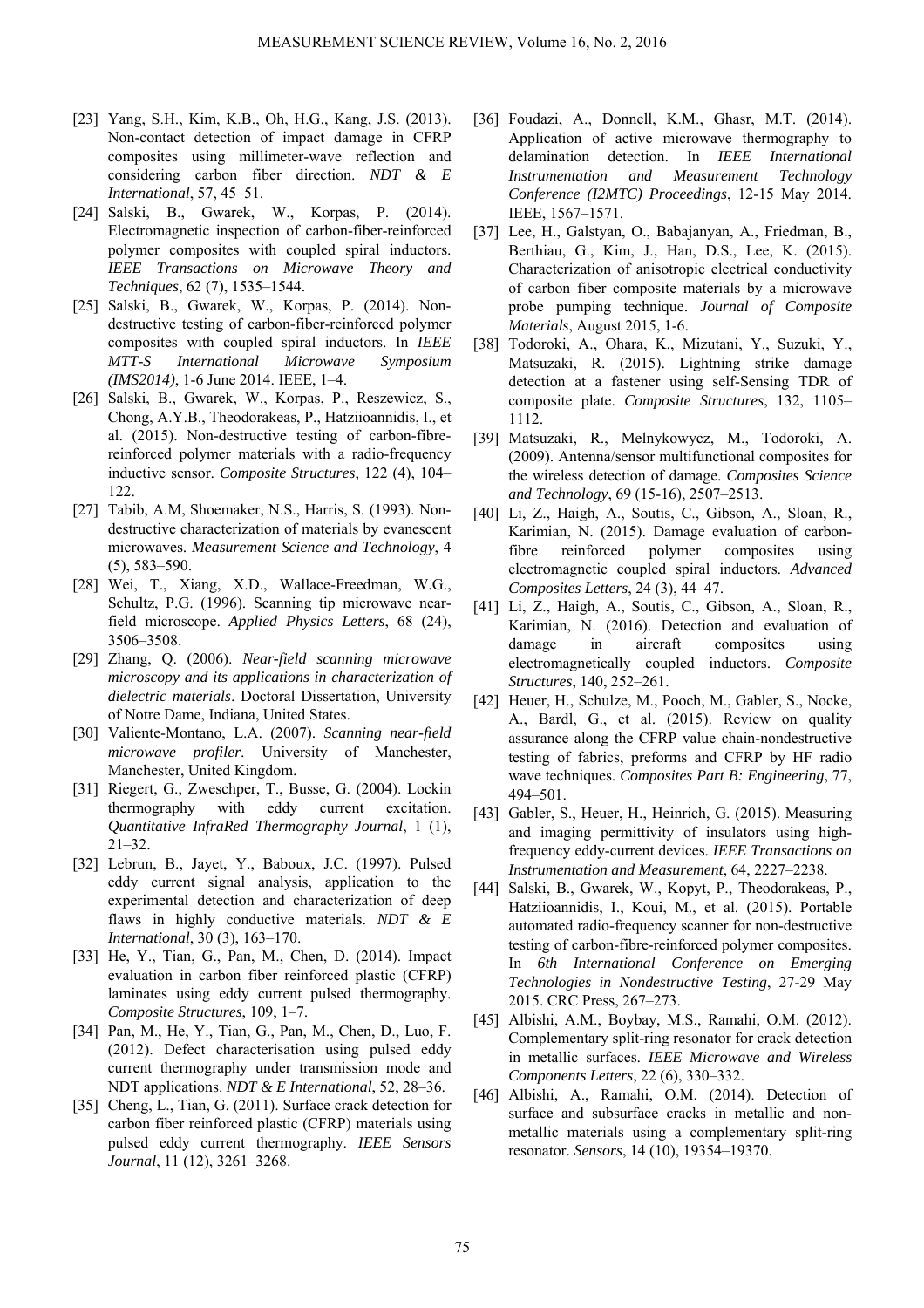[23] Yang, S.H., Kim, K.B., Oh, H.G., Kang, J.S. (2013). Non-contact detection of impact damage in CFRP composites using millimeter-wave reflection and considering carbon fiber direction. *NDT & E International*, 57, 45–51.

[24] Salski, B., Gwarek, W., Korpas, P. (2014). Electromagnetic inspection of carbon-fiber-reinforced polymer composites with coupled spiral inductors. *IEEE Transactions on Microwave Theory and Techniques*, 62 (7), 1535–1544.

[25] Salski, B., Gwarek, W., Korpas, P. (2014). Non-destructive testing of carbon-fiber-reinforced polymer composites with coupled spiral inductors. In *IEEE MTT-S International Microwave Symposium (IMS2014)*, 1-6 June 2014. IEEE, 1–4.

[26] Salski, B., Gwarek, W., Korpas, P., Reszewicz, S., Chong, A.Y.B., Theodorakeas, P., Hatziioannidis, I., et al. (2015). Non-destructive testing of carbon-fibre-reinforced polymer materials with a radio-frequency inductive sensor. *Composite Structures*, 122 (4), 104–122.

[27] Tabib, A.M, Shoemaker, N.S., Harris, S. (1993). Non-destructive characterization of materials by evanescent microwaves. *Measurement Science and Technology*, 4 (5), 583–590.

[28] Wei, T., Xiang, X.D., Wallace-Freedman, W.G., Schultz, P.G. (1996). Scanning tip microwave near-field microscope. *Applied Physics Letters*, 68 (24), 3506–3508.

[29] Zhang, Q. (2006). *Near-field scanning microwave microscopy and its applications in characterization of dielectric materials*. Doctoral Dissertation, University of Notre Dame, Indiana, United States.

[30] Valiente-Montano, L.A. (2007). *Scanning near-field microwave profiler*. University of Manchester, Manchester, United Kingdom.

[31] Riegert, G., Zweschper, T., Busse, G. (2004). Lockin thermography with eddy current excitation. *Quantitative InfraRed Thermography Journal*, 1 (1), 21–32.

[32] Lebrun, B., Jayet, Y., Baboux, J.C. (1997). Pulsed eddy current signal analysis, application to the experimental detection and characterization of deep flaws in highly conductive materials. *NDT & E International*, 30 (3), 163–170.

[33] He, Y., Tian, G., Pan, M., Chen, D. (2014). Impact evaluation in carbon fiber reinforced plastic (CFRP) laminates using eddy current pulsed thermography. *Composite Structures*, 109, 1–7.

[34] Pan, M., He, Y., Tian, G., Pan, M., Chen, D., Luo, F. (2012). Defect characterisation using pulsed eddy current thermography under transmission mode and NDT applications. *NDT & E International*, 52, 28–36.

[35] Cheng, L., Tian, G. (2011). Surface crack detection for carbon fiber reinforced plastic (CFRP) materials using pulsed eddy current thermography. *IEEE Sensors Journal*, 11 (12), 3261–3268.

[36] Foudazi, A., Donnell, K.M., Ghasr, M.T. (2014). Application of active microwave thermography to delamination detection. In *IEEE International Instrumentation and Measurement Technology Conference (I2MTC) Proceedings*, 12-15 May 2014. IEEE, 1567–1571.

[37] Lee, H., Galstyan, O., Babajanyan, A., Friedman, B., Berthiau, G., Kim, J., Han, D.S., Lee, K. (2015). Characterization of anisotropic electrical conductivity of carbon fiber composite materials by a microwave probe pumping technique. *Journal of Composite Materials*, August 2015, 1-6.

[38] Todoroki, A., Ohara, K., Mizutani, Y., Suzuki, Y., Matsuzaki, R. (2015). Lightning strike damage detection at a fastener using self-Sensing TDR of composite plate. *Composite Structures*, 132, 1105–1112.

[39] Matsuzaki, R., Melnykowycz, M., Todoroki, A. (2009). Antenna/sensor multifunctional composites for the wireless detection of damage. *Composites Science and Technology*, 69 (15-16), 2507–2513.

[40] Li, Z., Haigh, A., Soutis, C., Gibson, A., Sloan, R., Karimian, N. (2015). Damage evaluation of carbon-fibre reinforced polymer composites using electromagnetic coupled spiral inductors. *Advanced Composites Letters*, 24 (3), 44–47.

[41] Li, Z., Haigh, A., Soutis, C., Gibson, A., Sloan, R., Karimian, N. (2016). Detection and evaluation of damage in aircraft composites using electromagnetically coupled inductors. *Composite Structures*, 140, 252–261.

[42] Heuer, H., Schulze, M., Pooch, M., Gabler, S., Nocke, A., Bardl, G., et al. (2015). Review on quality assurance along the CFRP value chain-nondestructive testing of fabrics, preforms and CFRP by HF radio wave techniques. *Composites Part B: Engineering*, 77, 494–501.

[43] Gabler, S., Heuer, H., Heinrich, G. (2015). Measuring and imaging permittivity of insulators using high-frequency eddy-current devices. *IEEE Transactions on Instrumentation and Measurement*, 64, 2227–2238.

[44] Salski, B., Gwarek, W., Kopyt, P., Theodorakeas, P., Hatziioannidis, I., Koui, M., et al. (2015). Portable automated radio-frequency scanner for non-destructive testing of carbon-fibre-reinforced polymer composites. In *6th International Conference on Emerging Technologies in Nondestructive Testing*, 27-29 May 2015. CRC Press, 267–273.

[45] Albishi, A.M., Boybay, M.S., Ramahi, O.M. (2012). Complementary split-ring resonator for crack detection in metallic surfaces. *IEEE Microwave and Wireless Components Letters*, 22 (6), 330–332.

[46] Albishi, A., Ramahi, O.M. (2014). Detection of surface and subsurface cracks in metallic and non-metallic materials using a complementary split-ring resonator. *Sensors*, 14 (10), 19354–19370.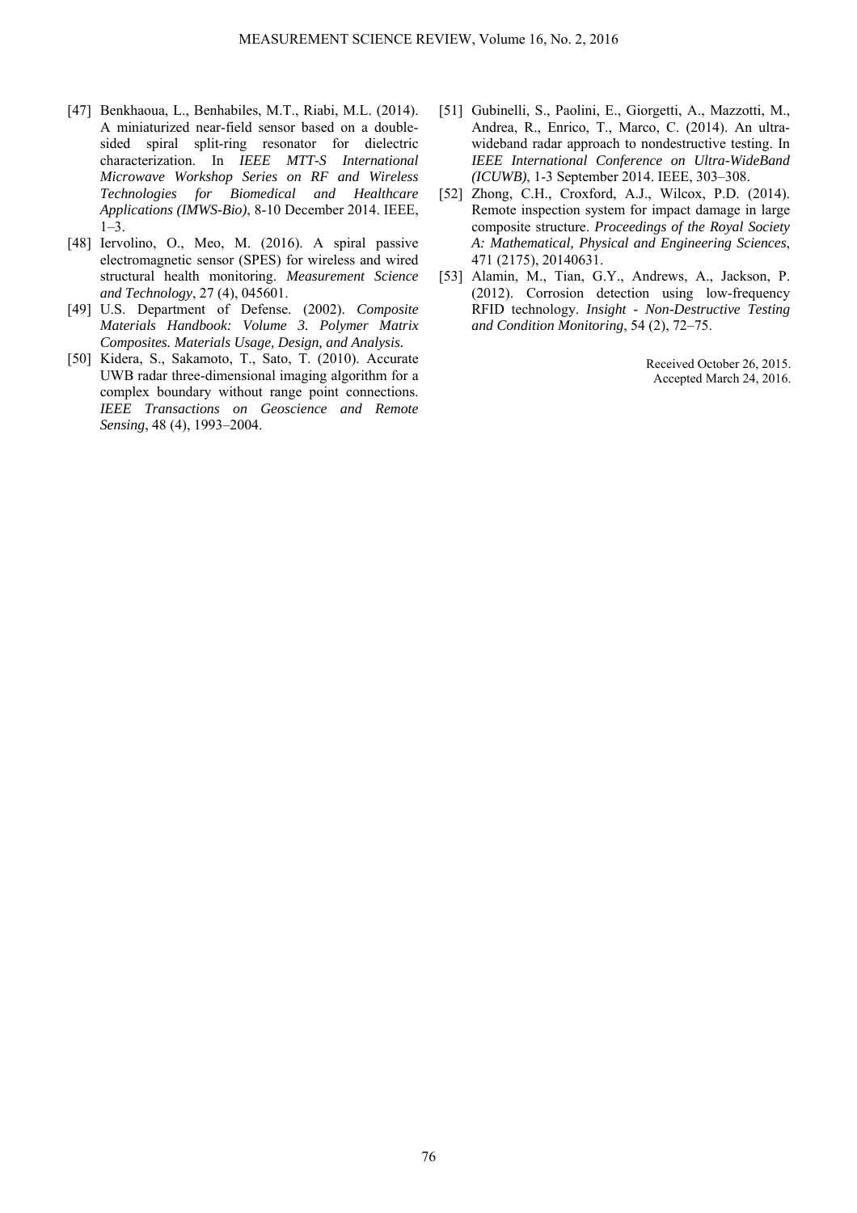[47] Benkhaoua, L., Benhabiles, M.T., Riabi, M.L. (2014). A miniaturized near-field sensor based on a double-sided spiral split-ring resonator for dielectric characterization. In *IEEE MTT-S International Microwave Workshop Series on RF and Wireless Technologies for Biomedical and Healthcare Applications (IMWS-Bio)*, 8-10 December 2014. IEEE, 1–3.

[48] Iervolino, O., Meo, M. (2016). A spiral passive electromagnetic sensor (SPES) for wireless and wired structural health monitoring. *Measurement Science and Technology*, 27 (4), 045601.

[49] U.S. Department of Defense. (2002). *Composite Materials Handbook: Volume 3. Polymer Matrix Composites. Materials Usage, Design, and Analysis.*

[50] Kidera, S., Sakamoto, T., Sato, T. (2010). Accurate UWB radar three-dimensional imaging algorithm for a complex boundary without range point connections. *IEEE Transactions on Geoscience and Remote Sensing*, 48 (4), 1993–2004.

[51] Gubinelli, S., Paolini, E., Giorgetti, A., Mazzotti, M., Andrea, R., Enrico, T., Marco, C. (2014). An ultra-wideband radar approach to nondestructive testing. In *IEEE International Conference on Ultra-WideBand (ICUWB)*, 1-3 September 2014. IEEE, 303–308.

[52] Zhong, C.H., Croxford, A.J., Wilcox, P.D. (2014). Remote inspection system for impact damage in large composite structure. *Proceedings of the Royal Society A: Mathematical, Physical and Engineering Sciences*, 471 (2175), 20140631.

[53] Alamin, M., Tian, G.Y., Andrews, A., Jackson, P. (2012). Corrosion detection using low-frequency RFID technology. *Insight - Non-Destructive Testing and Condition Monitoring*, 54 (2), 72–75.

Received October 26, 2015.
Accepted March 24, 2016.